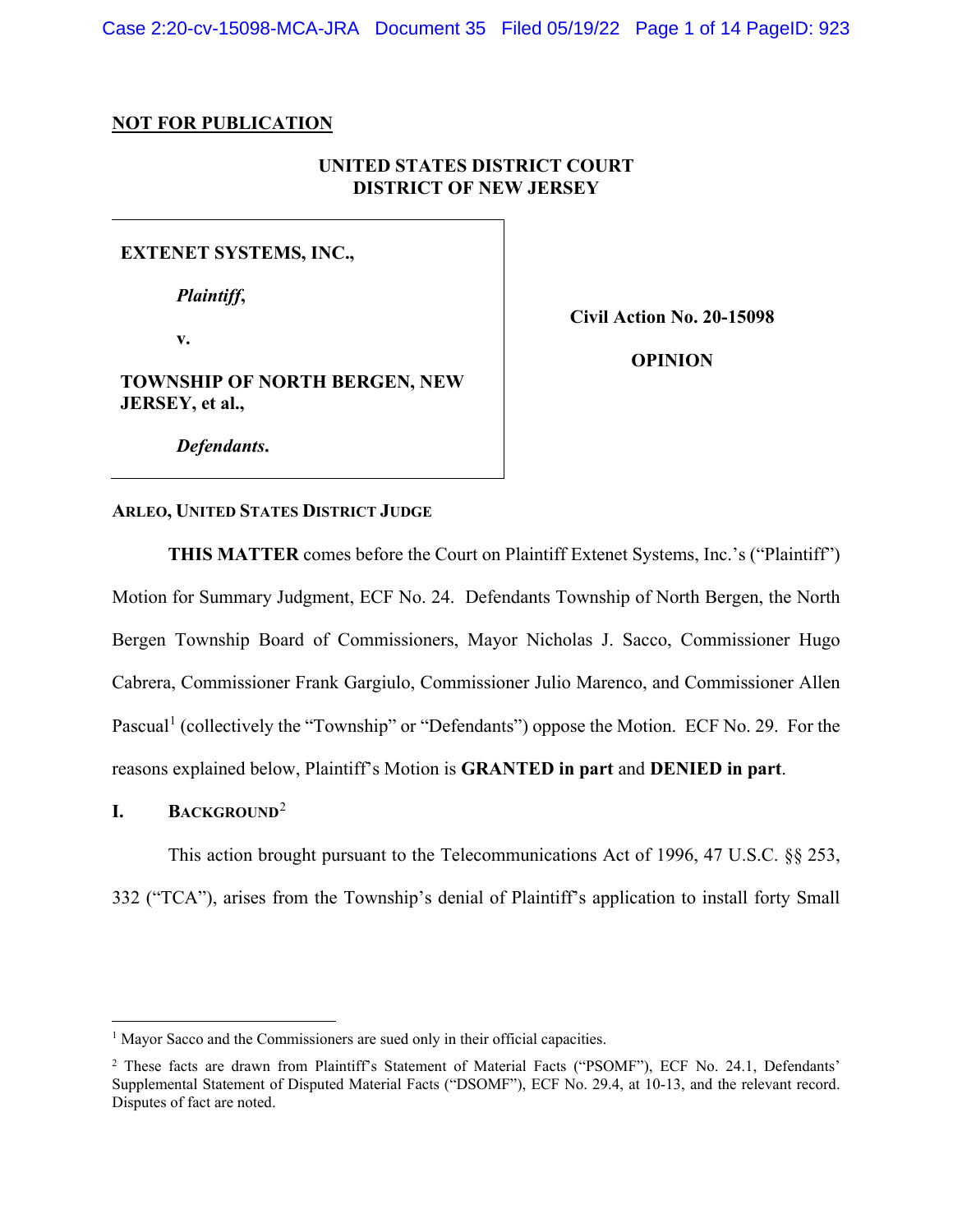**NOT FOR PUBLICATION**

**UNITED STATES DISTRICT COURT**
**DISTRICT OF NEW JERSEY**

| | |
|---|---|
| **EXTENET SYSTEMS, INC.,**<br><br>*Plaintiff*,<br><br>**v.**<br><br>**TOWNSHIP OF NORTH BERGEN, NEW JERSEY, et al.,**<br><br>*Defendants*. | **Civil Action No. 20-15098**<br><br>**OPINION** |

**ARLEO, UNITED STATES DISTRICT JUDGE**

**THIS MATTER** comes before the Court on Plaintiff Extenet Systems, Inc.'s ("Plaintiff") Motion for Summary Judgment, ECF No. 24. Defendants Township of North Bergen, the North Bergen Township Board of Commissioners, Mayor Nicholas J. Sacco, Commissioner Hugo Cabrera, Commissioner Frank Gargiulo, Commissioner Julio Marenco, and Commissioner Allen Pascual[1] (collectively the "Township" or "Defendants") oppose the Motion. ECF No. 29. For the reasons explained below, Plaintiff's Motion is **GRANTED in part** and **DENIED in part**.

## I. BACKGROUND[2]

This action brought pursuant to the Telecommunications Act of 1996, 47 U.S.C. §§ 253, 332 ("TCA"), arises from the Township's denial of Plaintiff's application to install forty Small

---

[1] Mayor Sacco and the Commissioners are sued only in their official capacities.

[2] These facts are drawn from Plaintiff's Statement of Material Facts ("PSOMF"), ECF No. 24.1, Defendants' Supplemental Statement of Disputed Material Facts ("DSOMF"), ECF No. 29.4, at 10-13, and the relevant record. Disputes of fact are noted.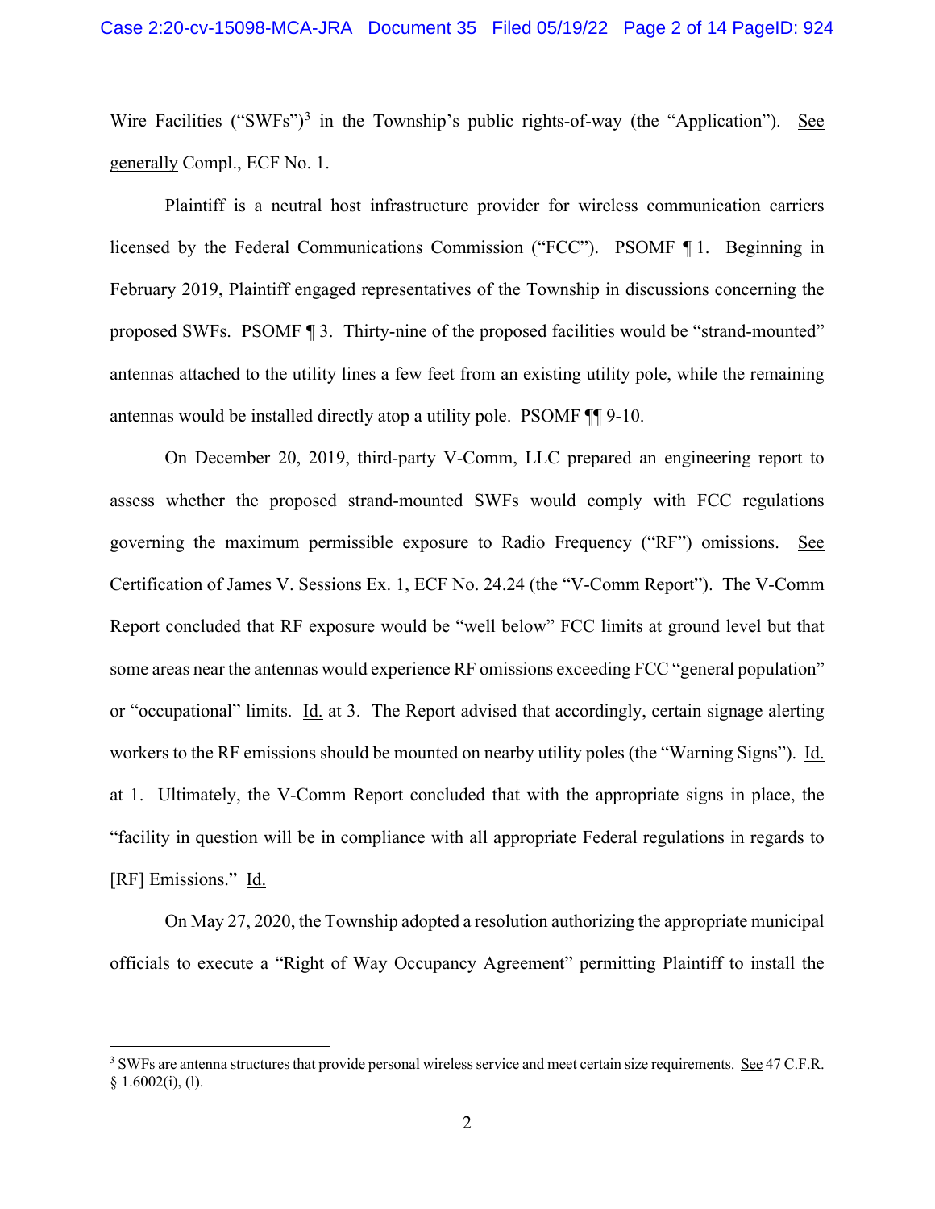Wire Facilities ("SWFs")[3] in the Township's public rights-of-way (the "Application"). See generally Compl., ECF No. 1.

Plaintiff is a neutral host infrastructure provider for wireless communication carriers licensed by the Federal Communications Commission ("FCC"). PSOMF ¶ 1. Beginning in February 2019, Plaintiff engaged representatives of the Township in discussions concerning the proposed SWFs. PSOMF ¶ 3. Thirty-nine of the proposed facilities would be "strand-mounted" antennas attached to the utility lines a few feet from an existing utility pole, while the remaining antennas would be installed directly atop a utility pole. PSOMF ¶¶ 9-10.

On December 20, 2019, third-party V-Comm, LLC prepared an engineering report to assess whether the proposed strand-mounted SWFs would comply with FCC regulations governing the maximum permissible exposure to Radio Frequency ("RF") omissions. See Certification of James V. Sessions Ex. 1, ECF No. 24.24 (the "V-Comm Report"). The V-Comm Report concluded that RF exposure would be "well below" FCC limits at ground level but that some areas near the antennas would experience RF omissions exceeding FCC "general population" or "occupational" limits. Id. at 3. The Report advised that accordingly, certain signage alerting workers to the RF emissions should be mounted on nearby utility poles (the "Warning Signs"). Id. at 1. Ultimately, the V-Comm Report concluded that with the appropriate signs in place, the "facility in question will be in compliance with all appropriate Federal regulations in regards to [RF] Emissions." Id.

On May 27, 2020, the Township adopted a resolution authorizing the appropriate municipal officials to execute a "Right of Way Occupancy Agreement" permitting Plaintiff to install the

---

[3] SWFs are antenna structures that provide personal wireless service and meet certain size requirements. See 47 C.F.R. § 1.6002(i), (l).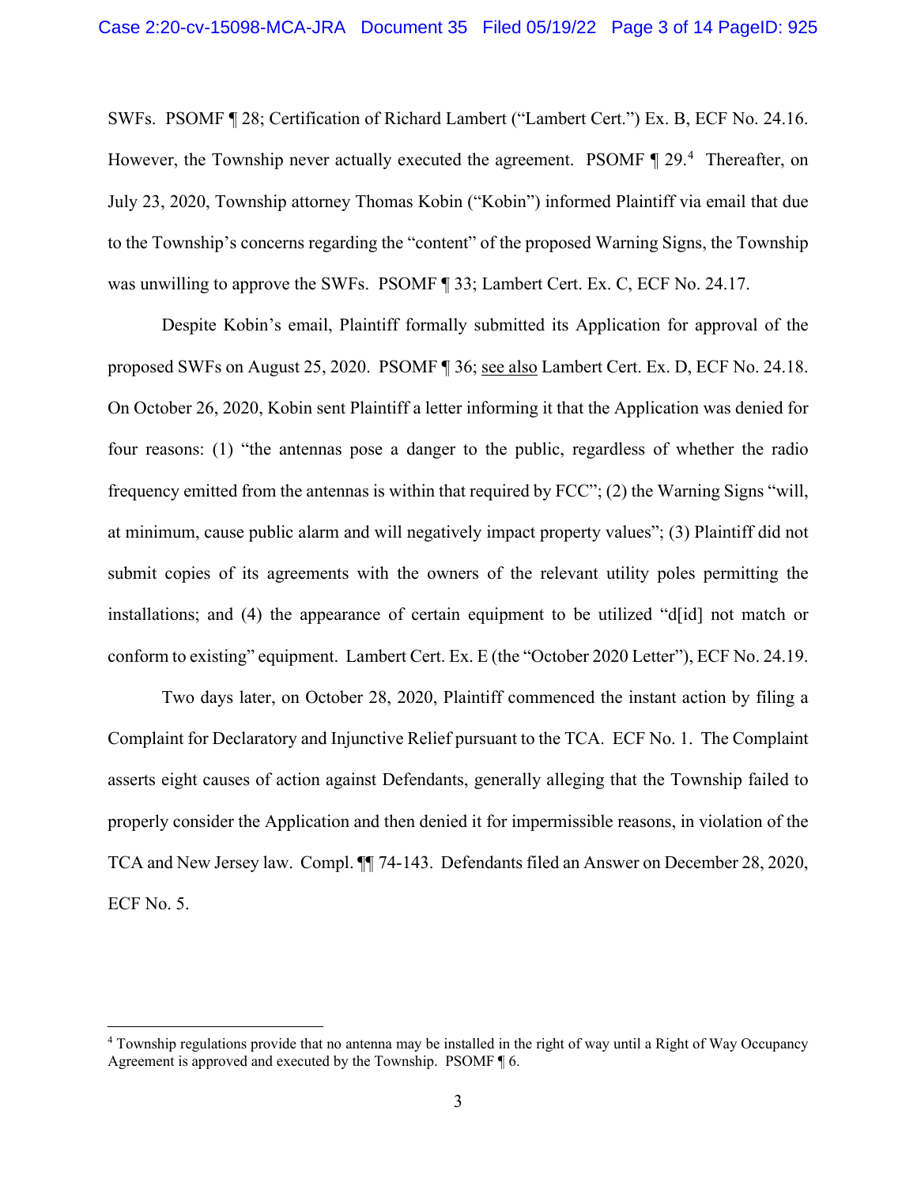SWFs. PSOMF ¶ 28; Certification of Richard Lambert ("Lambert Cert.") Ex. B, ECF No. 24.16. However, the Township never actually executed the agreement. PSOMF ¶ 29.[4] Thereafter, on July 23, 2020, Township attorney Thomas Kobin ("Kobin") informed Plaintiff via email that due to the Township's concerns regarding the "content" of the proposed Warning Signs, the Township was unwilling to approve the SWFs. PSOMF ¶ 33; Lambert Cert. Ex. C, ECF No. 24.17.

Despite Kobin's email, Plaintiff formally submitted its Application for approval of the proposed SWFs on August 25, 2020. PSOMF ¶ 36; see also Lambert Cert. Ex. D, ECF No. 24.18. On October 26, 2020, Kobin sent Plaintiff a letter informing it that the Application was denied for four reasons: (1) "the antennas pose a danger to the public, regardless of whether the radio frequency emitted from the antennas is within that required by FCC"; (2) the Warning Signs "will, at minimum, cause public alarm and will negatively impact property values"; (3) Plaintiff did not submit copies of its agreements with the owners of the relevant utility poles permitting the installations; and (4) the appearance of certain equipment to be utilized "d[id] not match or conform to existing" equipment. Lambert Cert. Ex. E (the "October 2020 Letter"), ECF No. 24.19.

Two days later, on October 28, 2020, Plaintiff commenced the instant action by filing a Complaint for Declaratory and Injunctive Relief pursuant to the TCA. ECF No. 1. The Complaint asserts eight causes of action against Defendants, generally alleging that the Township failed to properly consider the Application and then denied it for impermissible reasons, in violation of the TCA and New Jersey law. Compl. ¶¶ 74-143. Defendants filed an Answer on December 28, 2020, ECF No. 5.

---

[4] Township regulations provide that no antenna may be installed in the right of way until a Right of Way Occupancy Agreement is approved and executed by the Township. PSOMF ¶ 6.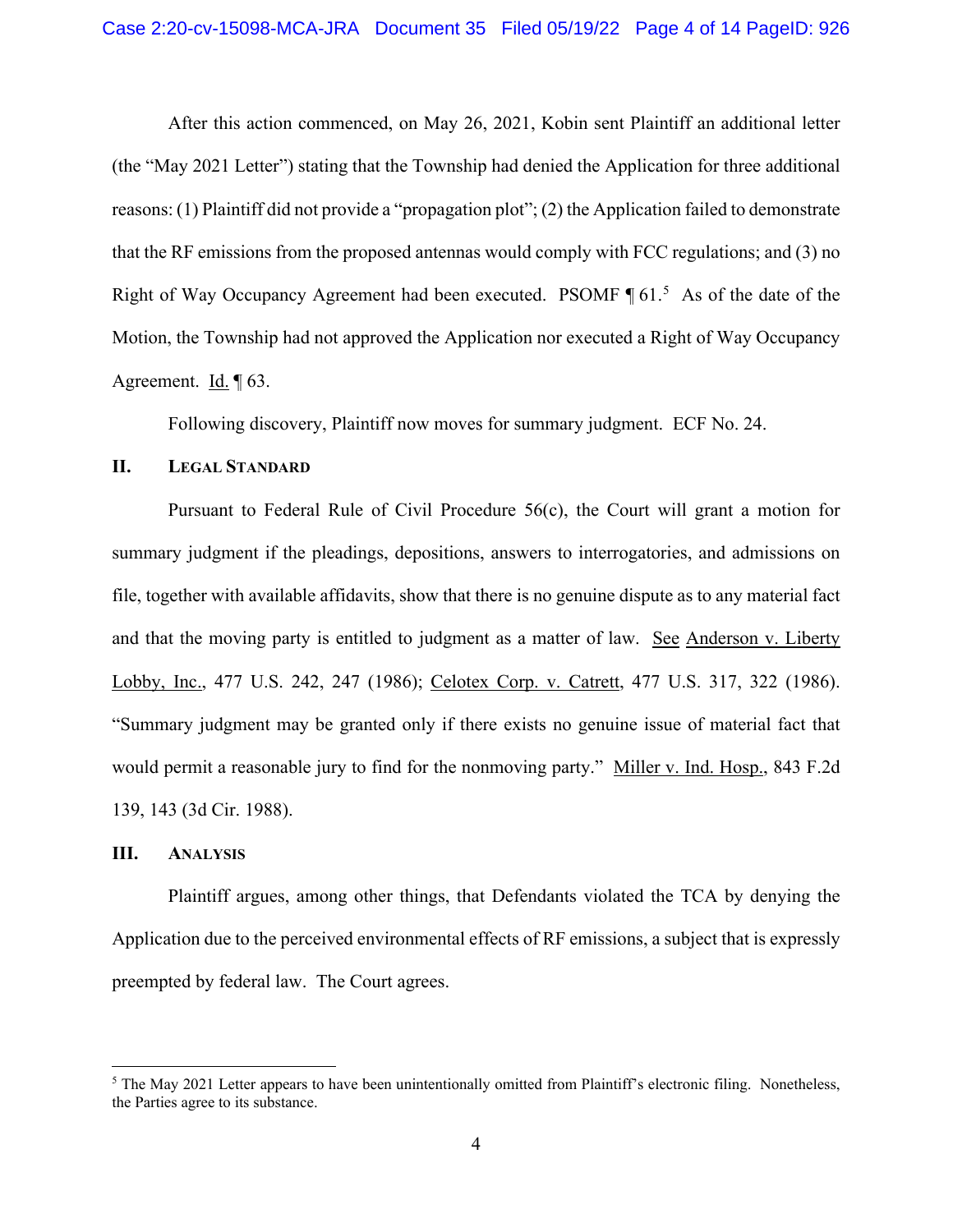After this action commenced, on May 26, 2021, Kobin sent Plaintiff an additional letter (the "May 2021 Letter") stating that the Township had denied the Application for three additional reasons: (1) Plaintiff did not provide a "propagation plot"; (2) the Application failed to demonstrate that the RF emissions from the proposed antennas would comply with FCC regulations; and (3) no Right of Way Occupancy Agreement had been executed. PSOMF ¶ 61.[5] As of the date of the Motion, the Township had not approved the Application nor executed a Right of Way Occupancy Agreement. Id. ¶ 63.

Following discovery, Plaintiff now moves for summary judgment. ECF No. 24.

## II. Legal Standard

Pursuant to Federal Rule of Civil Procedure 56(c), the Court will grant a motion for summary judgment if the pleadings, depositions, answers to interrogatories, and admissions on file, together with available affidavits, show that there is no genuine dispute as to any material fact and that the moving party is entitled to judgment as a matter of law. See Anderson v. Liberty Lobby, Inc., 477 U.S. 242, 247 (1986); Celotex Corp. v. Catrett, 477 U.S. 317, 322 (1986). "Summary judgment may be granted only if there exists no genuine issue of material fact that would permit a reasonable jury to find for the nonmoving party." Miller v. Ind. Hosp., 843 F.2d 139, 143 (3d Cir. 1988).

## III. Analysis

Plaintiff argues, among other things, that Defendants violated the TCA by denying the Application due to the perceived environmental effects of RF emissions, a subject that is expressly preempted by federal law. The Court agrees.

---

[5] The May 2021 Letter appears to have been unintentionally omitted from Plaintiff's electronic filing. Nonetheless, the Parties agree to its substance.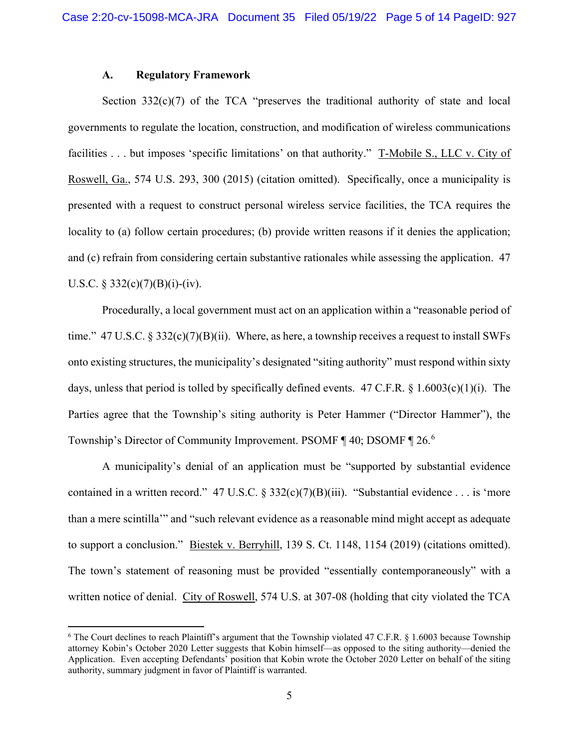### A. Regulatory Framework

Section 332(c)(7) of the TCA "preserves the traditional authority of state and local governments to regulate the location, construction, and modification of wireless communications facilities . . . but imposes 'specific limitations' on that authority." T-Mobile S., LLC v. City of Roswell, Ga., 574 U.S. 293, 300 (2015) (citation omitted). Specifically, once a municipality is presented with a request to construct personal wireless service facilities, the TCA requires the locality to (a) follow certain procedures; (b) provide written reasons if it denies the application; and (c) refrain from considering certain substantive rationales while assessing the application. 47 U.S.C. § 332(c)(7)(B)(i)-(iv).

Procedurally, a local government must act on an application within a "reasonable period of time." 47 U.S.C. § 332(c)(7)(B)(ii). Where, as here, a township receives a request to install SWFs onto existing structures, the municipality's designated "siting authority" must respond within sixty days, unless that period is tolled by specifically defined events. 47 C.F.R. § 1.6003(c)(1)(i). The Parties agree that the Township's siting authority is Peter Hammer ("Director Hammer"), the Township's Director of Community Improvement. PSOMF ¶ 40; DSOMF ¶ 26.[6]

A municipality's denial of an application must be "supported by substantial evidence contained in a written record." 47 U.S.C. § 332(c)(7)(B)(iii). "Substantial evidence . . . is 'more than a mere scintilla'" and "such relevant evidence as a reasonable mind might accept as adequate to support a conclusion." Biestek v. Berryhill, 139 S. Ct. 1148, 1154 (2019) (citations omitted). The town's statement of reasoning must be provided "essentially contemporaneously" with a written notice of denial. City of Roswell, 574 U.S. at 307-08 (holding that city violated the TCA

---

[6] The Court declines to reach Plaintiff's argument that the Township violated 47 C.F.R. § 1.6003 because Township attorney Kobin's October 2020 Letter suggests that Kobin himself—as opposed to the siting authority—denied the Application. Even accepting Defendants' position that Kobin wrote the October 2020 Letter on behalf of the siting authority, summary judgment in favor of Plaintiff is warranted.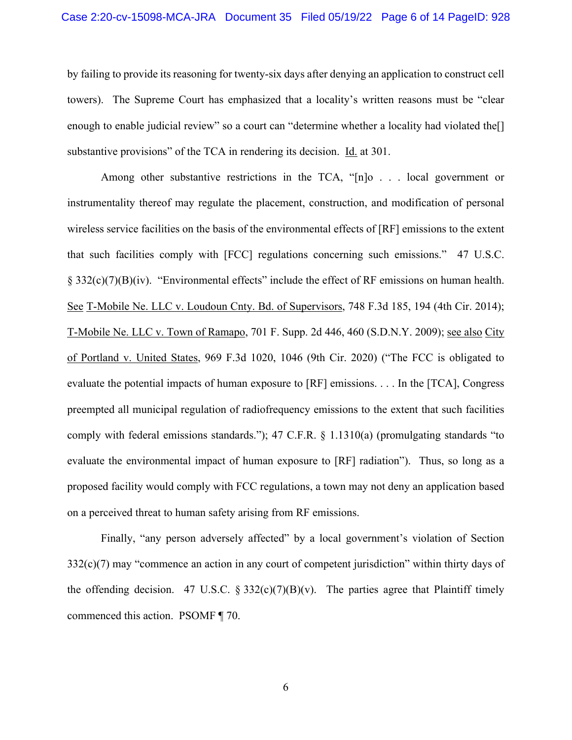by failing to provide its reasoning for twenty-six days after denying an application to construct cell towers). The Supreme Court has emphasized that a locality's written reasons must be "clear enough to enable judicial review" so a court can "determine whether a locality had violated the[] substantive provisions" of the TCA in rendering its decision. Id. at 301.

Among other substantive restrictions in the TCA, "[n]o . . . local government or instrumentality thereof may regulate the placement, construction, and modification of personal wireless service facilities on the basis of the environmental effects of [RF] emissions to the extent that such facilities comply with [FCC] regulations concerning such emissions." 47 U.S.C. § 332(c)(7)(B)(iv). "Environmental effects" include the effect of RF emissions on human health. See T-Mobile Ne. LLC v. Loudoun Cnty. Bd. of Supervisors, 748 F.3d 185, 194 (4th Cir. 2014); T-Mobile Ne. LLC v. Town of Ramapo, 701 F. Supp. 2d 446, 460 (S.D.N.Y. 2009); see also City of Portland v. United States, 969 F.3d 1020, 1046 (9th Cir. 2020) ("The FCC is obligated to evaluate the potential impacts of human exposure to [RF] emissions. . . . In the [TCA], Congress preempted all municipal regulation of radiofrequency emissions to the extent that such facilities comply with federal emissions standards."); 47 C.F.R. § 1.1310(a) (promulgating standards "to evaluate the environmental impact of human exposure to [RF] radiation"). Thus, so long as a proposed facility would comply with FCC regulations, a town may not deny an application based on a perceived threat to human safety arising from RF emissions.

Finally, "any person adversely affected" by a local government's violation of Section 332(c)(7) may "commence an action in any court of competent jurisdiction" within thirty days of the offending decision. 47 U.S.C. § 332(c)(7)(B)(v). The parties agree that Plaintiff timely commenced this action. PSOMF ¶ 70.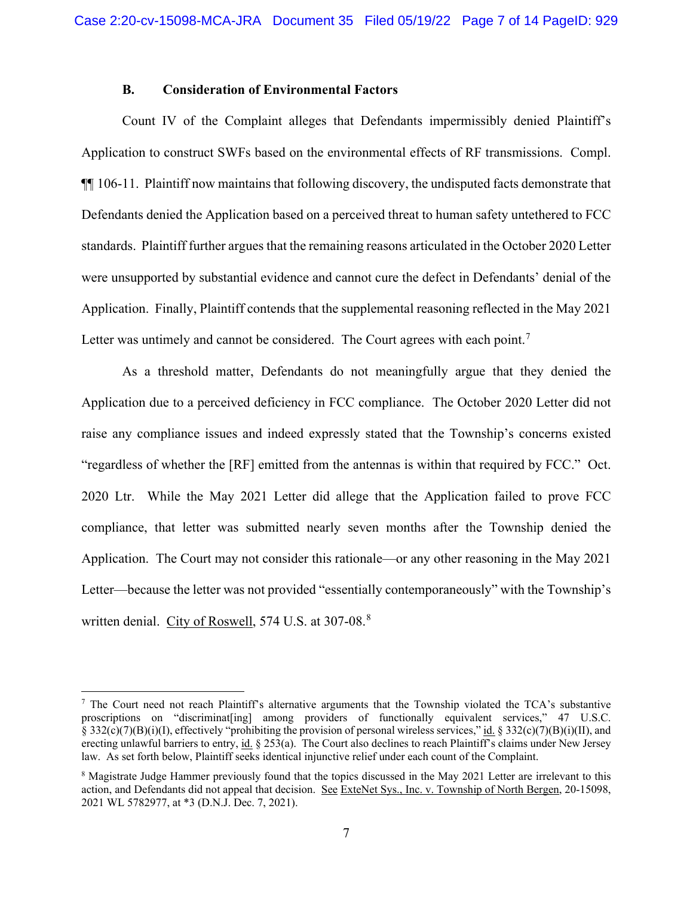### B. Consideration of Environmental Factors

Count IV of the Complaint alleges that Defendants impermissibly denied Plaintiff's Application to construct SWFs based on the environmental effects of RF transmissions. Compl. ¶¶ 106-11. Plaintiff now maintains that following discovery, the undisputed facts demonstrate that Defendants denied the Application based on a perceived threat to human safety untethered to FCC standards. Plaintiff further argues that the remaining reasons articulated in the October 2020 Letter were unsupported by substantial evidence and cannot cure the defect in Defendants' denial of the Application. Finally, Plaintiff contends that the supplemental reasoning reflected in the May 2021 Letter was untimely and cannot be considered. The Court agrees with each point.[7]

As a threshold matter, Defendants do not meaningfully argue that they denied the Application due to a perceived deficiency in FCC compliance. The October 2020 Letter did not raise any compliance issues and indeed expressly stated that the Township's concerns existed "regardless of whether the [RF] emitted from the antennas is within that required by FCC." Oct. 2020 Ltr. While the May 2021 Letter did allege that the Application failed to prove FCC compliance, that letter was submitted nearly seven months after the Township denied the Application. The Court may not consider this rationale—or any other reasoning in the May 2021 Letter—because the letter was not provided "essentially contemporaneously" with the Township's written denial. City of Roswell, 574 U.S. at 307-08.[8]

---

[7] The Court need not reach Plaintiff's alternative arguments that the Township violated the TCA's substantive proscriptions on "discriminat[ing] among providers of functionally equivalent services," 47 U.S.C. § 332(c)(7)(B)(i)(I), effectively "prohibiting the provision of personal wireless services," id. § 332(c)(7)(B)(i)(II), and erecting unlawful barriers to entry, id. § 253(a). The Court also declines to reach Plaintiff's claims under New Jersey law. As set forth below, Plaintiff seeks identical injunctive relief under each count of the Complaint.

[8] Magistrate Judge Hammer previously found that the topics discussed in the May 2021 Letter are irrelevant to this action, and Defendants did not appeal that decision. See ExteNet Sys., Inc. v. Township of North Bergen, 20-15098, 2021 WL 5782977, at *3 (D.N.J. Dec. 7, 2021).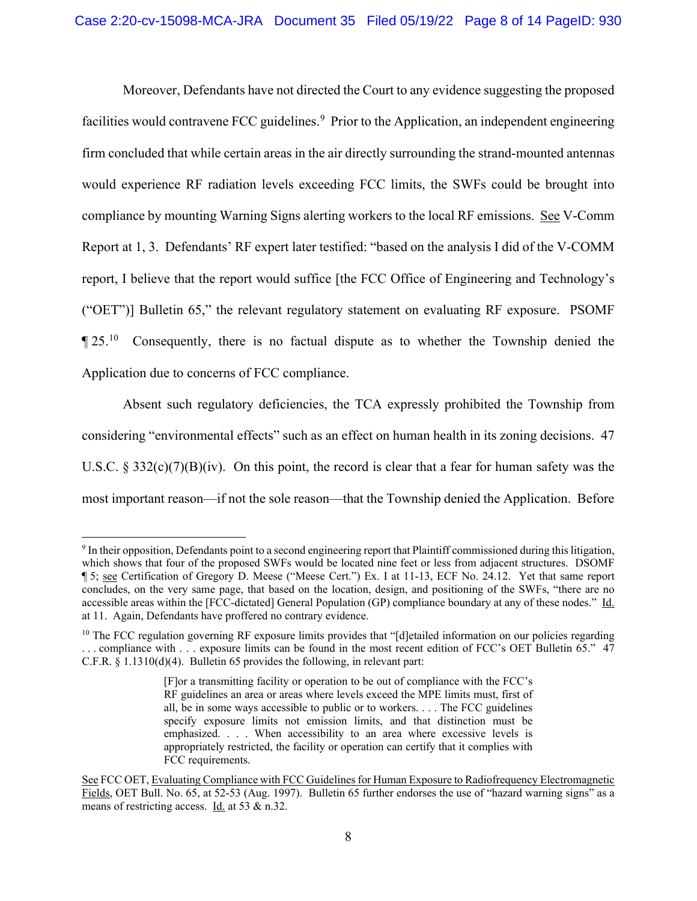Moreover, Defendants have not directed the Court to any evidence suggesting the proposed facilities would contravene FCC guidelines.[9] Prior to the Application, an independent engineering firm concluded that while certain areas in the air directly surrounding the strand-mounted antennas would experience RF radiation levels exceeding FCC limits, the SWFs could be brought into compliance by mounting Warning Signs alerting workers to the local RF emissions. See V-Comm Report at 1, 3. Defendants' RF expert later testified: "based on the analysis I did of the V-COMM report, I believe that the report would suffice [the FCC Office of Engineering and Technology's ("OET")] Bulletin 65," the relevant regulatory statement on evaluating RF exposure. PSOMF ¶ 25.[10] Consequently, there is no factual dispute as to whether the Township denied the Application due to concerns of FCC compliance.

Absent such regulatory deficiencies, the TCA expressly prohibited the Township from considering "environmental effects" such as an effect on human health in its zoning decisions. 47 U.S.C. § 332(c)(7)(B)(iv). On this point, the record is clear that a fear for human safety was the most important reason—if not the sole reason—that the Township denied the Application. Before

---

[9] In their opposition, Defendants point to a second engineering report that Plaintiff commissioned during this litigation, which shows that four of the proposed SWFs would be located nine feet or less from adjacent structures. DSOMF ¶ 5; see Certification of Gregory D. Meese ("Meese Cert.") Ex. I at 11-13, ECF No. 24.12. Yet that same report concludes, on the very same page, that based on the location, design, and positioning of the SWFs, "there are no accessible areas within the [FCC-dictated] General Population (GP) compliance boundary at any of these nodes." Id. at 11. Again, Defendants have proffered no contrary evidence.

[10] The FCC regulation governing RF exposure limits provides that "[d]etailed information on our policies regarding . . . compliance with . . . exposure limits can be found in the most recent edition of FCC's OET Bulletin 65." 47 C.F.R. § 1.1310(d)(4). Bulletin 65 provides the following, in relevant part:

> [F]or a transmitting facility or operation to be out of compliance with the FCC's RF guidelines an area or areas where levels exceed the MPE limits must, first of all, be in some ways accessible to public or to workers. . . . The FCC guidelines specify exposure limits not emission limits, and that distinction must be emphasized. . . . When accessibility to an area where excessive levels is appropriately restricted, the facility or operation can certify that it complies with FCC requirements.

See FCC OET, Evaluating Compliance with FCC Guidelines for Human Exposure to Radiofrequency Electromagnetic Fields, OET Bull. No. 65, at 52-53 (Aug. 1997). Bulletin 65 further endorses the use of "hazard warning signs" as a means of restricting access. Id. at 53 & n.32.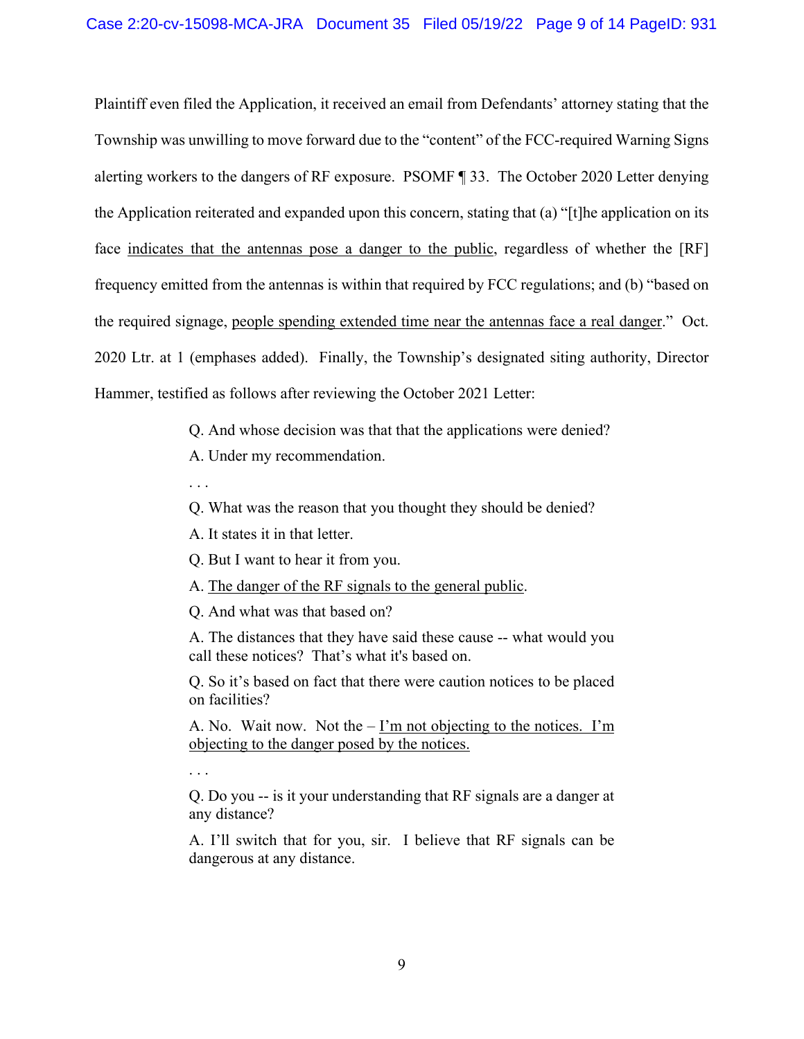Plaintiff even filed the Application, it received an email from Defendants' attorney stating that the Township was unwilling to move forward due to the "content" of the FCC-required Warning Signs alerting workers to the dangers of RF exposure. PSOMF ¶ 33. The October 2020 Letter denying the Application reiterated and expanded upon this concern, stating that (a) "[t]he application on its face <u>indicates that the antennas pose a danger to the public</u>, regardless of whether the [RF] frequency emitted from the antennas is within that required by FCC regulations; and (b) "based on the required signage, <u>people spending extended time near the antennas face a real danger</u>." Oct. 2020 Ltr. at 1 (emphases added). Finally, the Township's designated siting authority, Director Hammer, testified as follows after reviewing the October 2021 Letter:

> Q. And whose decision was that that the applications were denied?
>
> A. Under my recommendation.
>
> . . .
>
> Q. What was the reason that you thought they should be denied?
>
> A. It states it in that letter.
>
> Q. But I want to hear it from you.
>
> A. <u>The danger of the RF signals to the general public</u>.
>
> Q. And what was that based on?
>
> A. The distances that they have said these cause -- what would you call these notices? That's what it's based on.
>
> Q. So it's based on fact that there were caution notices to be placed on facilities?
>
> A. No. Wait now. Not the – <u>I'm not objecting to the notices. I'm objecting to the danger posed by the notices.</u>
>
> . . .
>
> Q. Do you -- is it your understanding that RF signals are a danger at any distance?
>
> A. I'll switch that for you, sir. I believe that RF signals can be dangerous at any distance.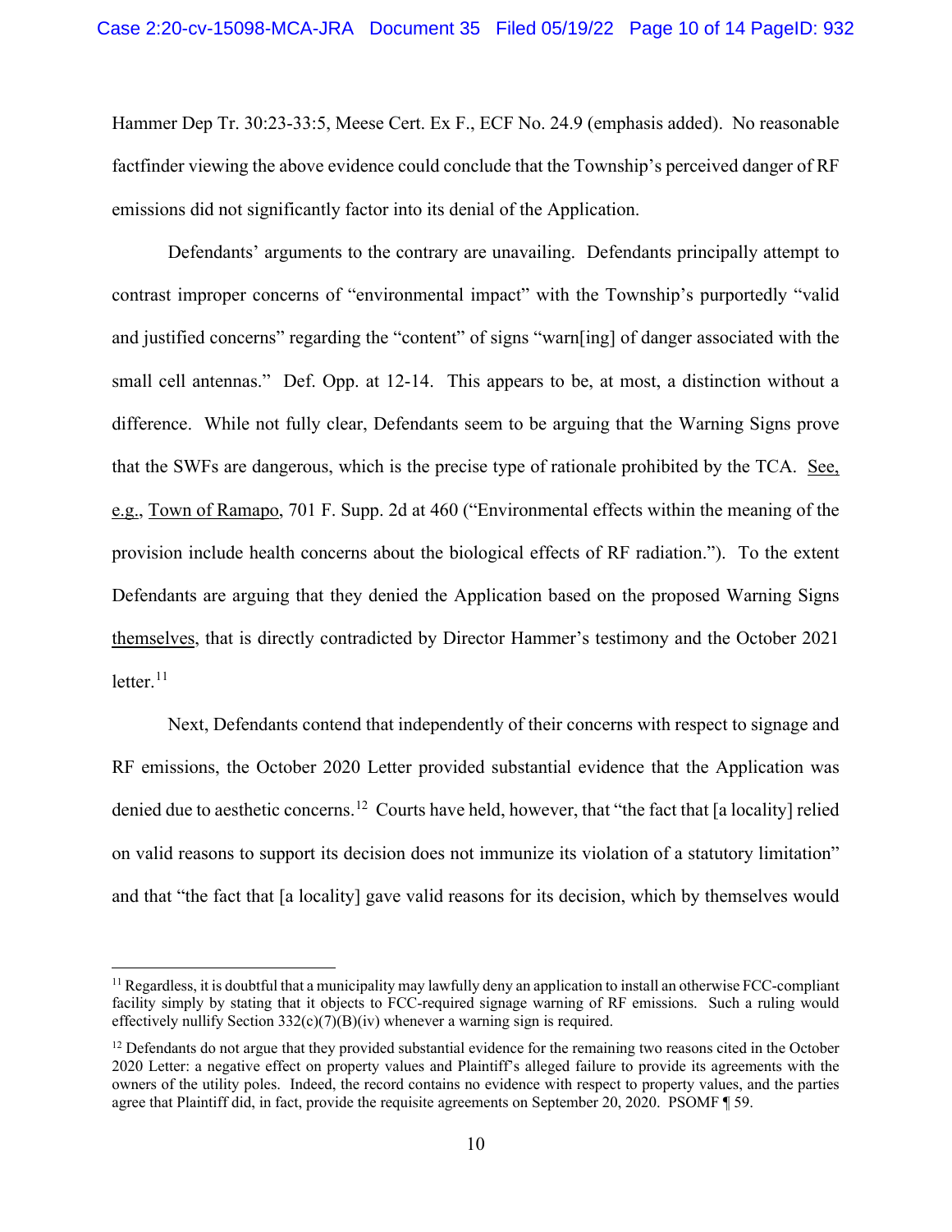Hammer Dep Tr. 30:23-33:5, Meese Cert. Ex F., ECF No. 24.9 (emphasis added). No reasonable factfinder viewing the above evidence could conclude that the Township's perceived danger of RF emissions did not significantly factor into its denial of the Application.

Defendants' arguments to the contrary are unavailing. Defendants principally attempt to contrast improper concerns of "environmental impact" with the Township's purportedly "valid and justified concerns" regarding the "content" of signs "warn[ing] of danger associated with the small cell antennas." Def. Opp. at 12-14. This appears to be, at most, a distinction without a difference. While not fully clear, Defendants seem to be arguing that the Warning Signs prove that the SWFs are dangerous, which is the precise type of rationale prohibited by the TCA. See, e.g., Town of Ramapo, 701 F. Supp. 2d at 460 ("Environmental effects within the meaning of the provision include health concerns about the biological effects of RF radiation."). To the extent Defendants are arguing that they denied the Application based on the proposed Warning Signs themselves, that is directly contradicted by Director Hammer's testimony and the October 2021 letter.[11]

Next, Defendants contend that independently of their concerns with respect to signage and RF emissions, the October 2020 Letter provided substantial evidence that the Application was denied due to aesthetic concerns.[12] Courts have held, however, that "the fact that [a locality] relied on valid reasons to support its decision does not immunize its violation of a statutory limitation" and that "the fact that [a locality] gave valid reasons for its decision, which by themselves would

---

[11] Regardless, it is doubtful that a municipality may lawfully deny an application to install an otherwise FCC-compliant facility simply by stating that it objects to FCC-required signage warning of RF emissions. Such a ruling would effectively nullify Section 332(c)(7)(B)(iv) whenever a warning sign is required.

[12] Defendants do not argue that they provided substantial evidence for the remaining two reasons cited in the October 2020 Letter: a negative effect on property values and Plaintiff's alleged failure to provide its agreements with the owners of the utility poles. Indeed, the record contains no evidence with respect to property values, and the parties agree that Plaintiff did, in fact, provide the requisite agreements on September 20, 2020. PSOMF ¶ 59.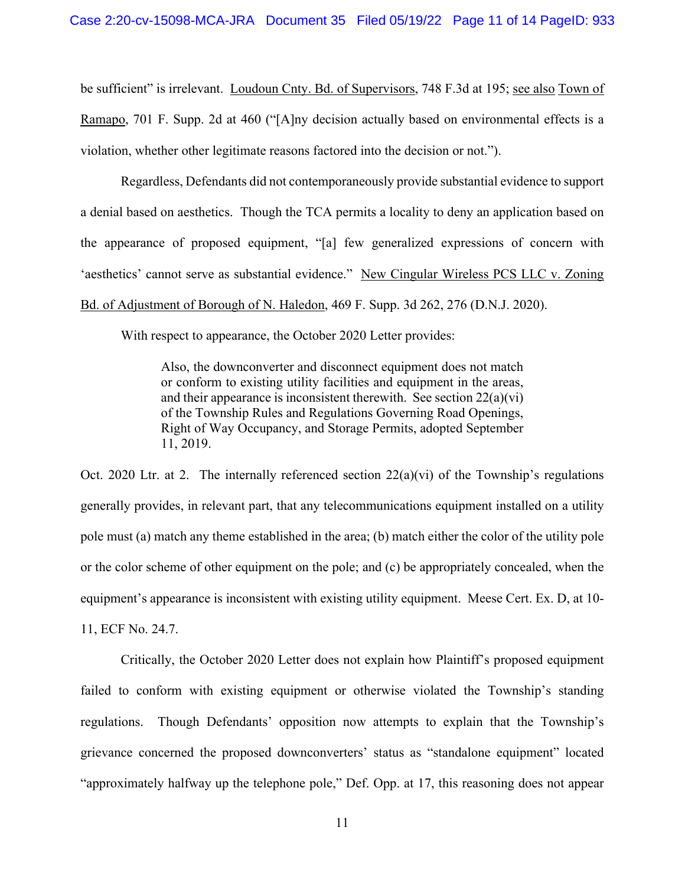be sufficient" is irrelevant. Loudoun Cnty. Bd. of Supervisors, 748 F.3d at 195; see also Town of Ramapo, 701 F. Supp. 2d at 460 ("[A]ny decision actually based on environmental effects is a violation, whether other legitimate reasons factored into the decision or not.").

Regardless, Defendants did not contemporaneously provide substantial evidence to support a denial based on aesthetics. Though the TCA permits a locality to deny an application based on the appearance of proposed equipment, "[a] few generalized expressions of concern with 'aesthetics' cannot serve as substantial evidence." New Cingular Wireless PCS LLC v. Zoning Bd. of Adjustment of Borough of N. Haledon, 469 F. Supp. 3d 262, 276 (D.N.J. 2020).

With respect to appearance, the October 2020 Letter provides:

> Also, the downconverter and disconnect equipment does not match or conform to existing utility facilities and equipment in the areas, and their appearance is inconsistent therewith. See section 22(a)(vi) of the Township Rules and Regulations Governing Road Openings, Right of Way Occupancy, and Storage Permits, adopted September 11, 2019.

Oct. 2020 Ltr. at 2. The internally referenced section 22(a)(vi) of the Township's regulations generally provides, in relevant part, that any telecommunications equipment installed on a utility pole must (a) match any theme established in the area; (b) match either the color of the utility pole or the color scheme of other equipment on the pole; and (c) be appropriately concealed, when the equipment's appearance is inconsistent with existing utility equipment. Meese Cert. Ex. D, at 10-11, ECF No. 24.7.

Critically, the October 2020 Letter does not explain how Plaintiff's proposed equipment failed to conform with existing equipment or otherwise violated the Township's standing regulations. Though Defendants' opposition now attempts to explain that the Township's grievance concerned the proposed downconverters' status as "standalone equipment" located "approximately halfway up the telephone pole," Def. Opp. at 17, this reasoning does not appear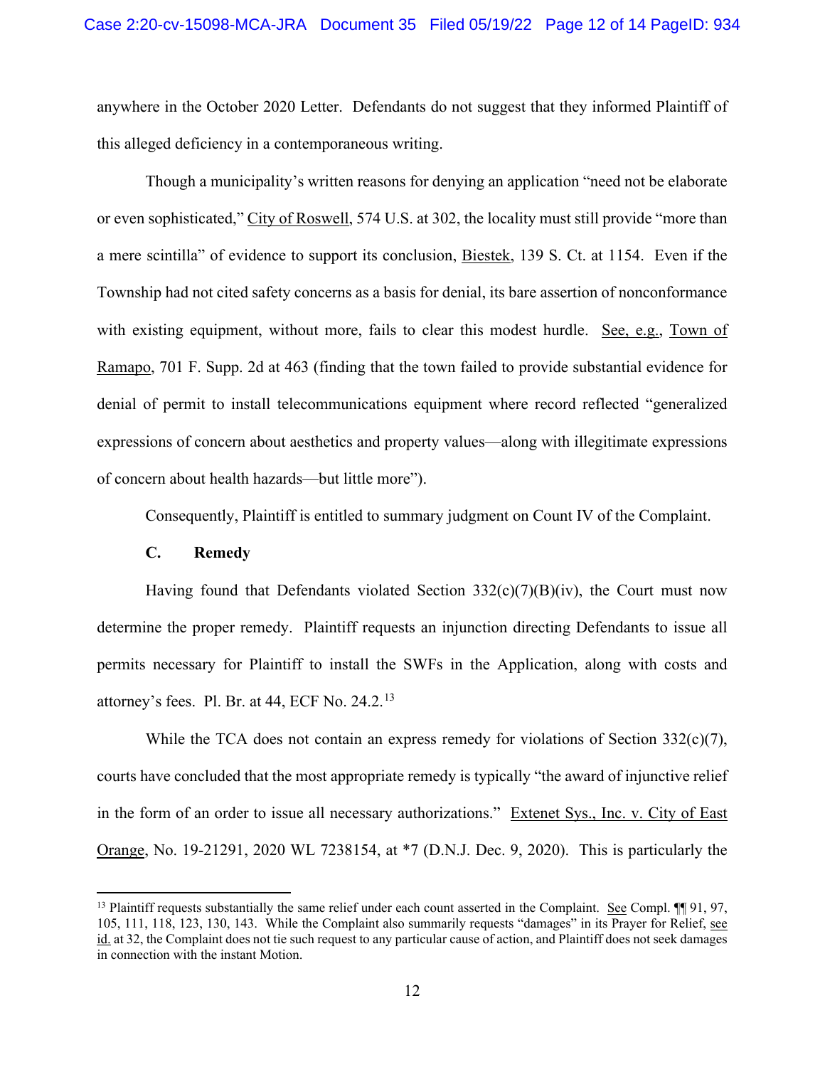anywhere in the October 2020 Letter. Defendants do not suggest that they informed Plaintiff of this alleged deficiency in a contemporaneous writing.

Though a municipality's written reasons for denying an application "need not be elaborate or even sophisticated," City of Roswell, 574 U.S. at 302, the locality must still provide "more than a mere scintilla" of evidence to support its conclusion, Biestek, 139 S. Ct. at 1154. Even if the Township had not cited safety concerns as a basis for denial, its bare assertion of nonconformance with existing equipment, without more, fails to clear this modest hurdle. See, e.g., Town of Ramapo, 701 F. Supp. 2d at 463 (finding that the town failed to provide substantial evidence for denial of permit to install telecommunications equipment where record reflected "generalized expressions of concern about aesthetics and property values—along with illegitimate expressions of concern about health hazards—but little more").

Consequently, Plaintiff is entitled to summary judgment on Count IV of the Complaint.

### C. Remedy

Having found that Defendants violated Section 332(c)(7)(B)(iv), the Court must now determine the proper remedy. Plaintiff requests an injunction directing Defendants to issue all permits necessary for Plaintiff to install the SWFs in the Application, along with costs and attorney's fees. Pl. Br. at 44, ECF No. 24.2.[13]

While the TCA does not contain an express remedy for violations of Section 332(c)(7), courts have concluded that the most appropriate remedy is typically "the award of injunctive relief in the form of an order to issue all necessary authorizations." Extenet Sys., Inc. v. City of East Orange, No. 19-21291, 2020 WL 7238154, at *7 (D.N.J. Dec. 9, 2020). This is particularly the

[13] Plaintiff requests substantially the same relief under each count asserted in the Complaint. See Compl. ¶¶ 91, 97, 105, 111, 118, 123, 130, 143. While the Complaint also summarily requests "damages" in its Prayer for Relief, see id. at 32, the Complaint does not tie such request to any particular cause of action, and Plaintiff does not seek damages in connection with the instant Motion.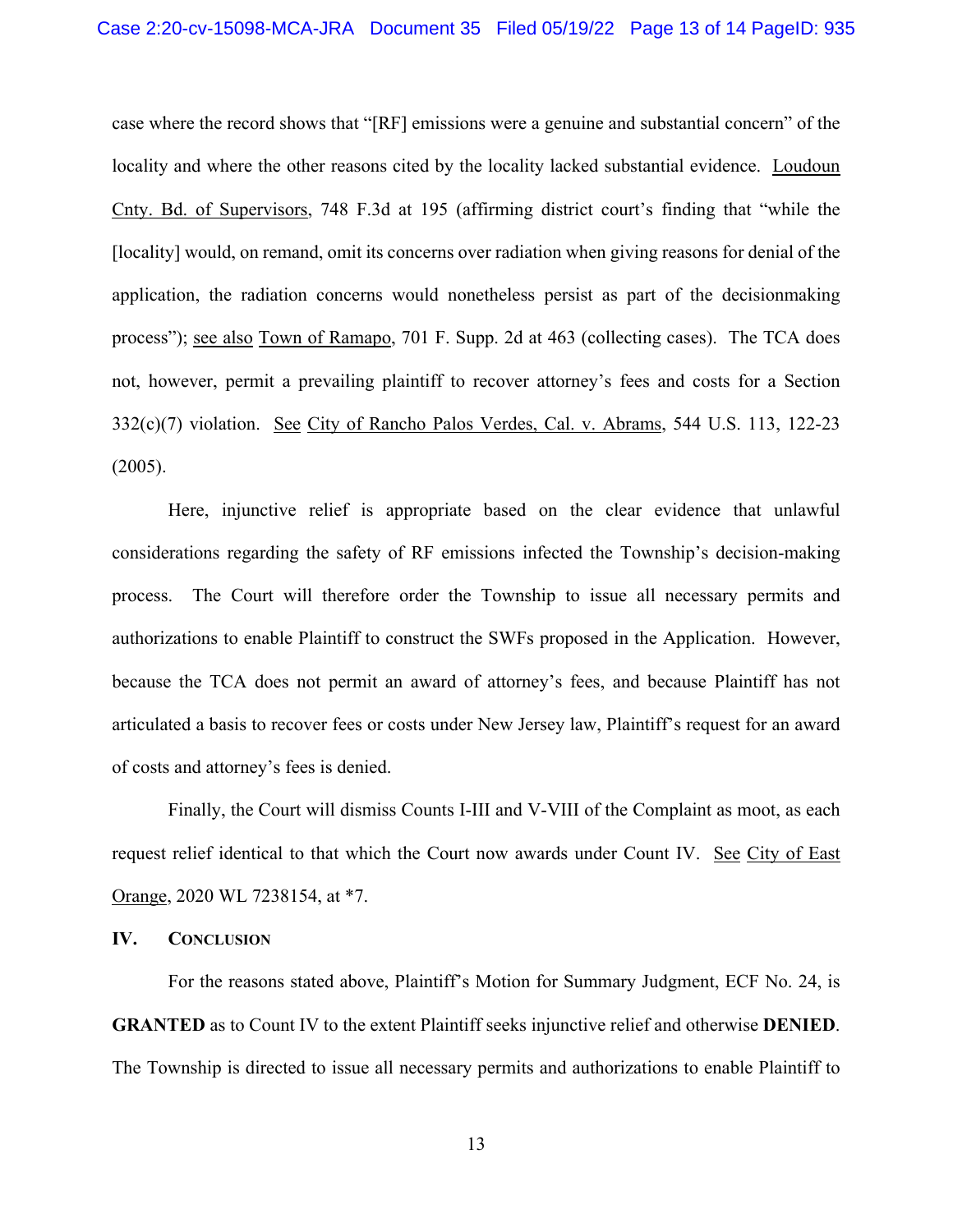case where the record shows that "[RF] emissions were a genuine and substantial concern" of the locality and where the other reasons cited by the locality lacked substantial evidence. Loudoun Cnty. Bd. of Supervisors, 748 F.3d at 195 (affirming district court's finding that "while the [locality] would, on remand, omit its concerns over radiation when giving reasons for denial of the application, the radiation concerns would nonetheless persist as part of the decisionmaking process"); see also Town of Ramapo, 701 F. Supp. 2d at 463 (collecting cases). The TCA does not, however, permit a prevailing plaintiff to recover attorney's fees and costs for a Section 332(c)(7) violation. See City of Rancho Palos Verdes, Cal. v. Abrams, 544 U.S. 113, 122-23 (2005).

Here, injunctive relief is appropriate based on the clear evidence that unlawful considerations regarding the safety of RF emissions infected the Township's decision-making process. The Court will therefore order the Township to issue all necessary permits and authorizations to enable Plaintiff to construct the SWFs proposed in the Application. However, because the TCA does not permit an award of attorney's fees, and because Plaintiff has not articulated a basis to recover fees or costs under New Jersey law, Plaintiff's request for an award of costs and attorney's fees is denied.

Finally, the Court will dismiss Counts I-III and V-VIII of the Complaint as moot, as each request relief identical to that which the Court now awards under Count IV. See City of East Orange, 2020 WL 7238154, at *7.

## IV. Conclusion

For the reasons stated above, Plaintiff's Motion for Summary Judgment, ECF No. 24, is **GRANTED** as to Count IV to the extent Plaintiff seeks injunctive relief and otherwise **DENIED**. The Township is directed to issue all necessary permits and authorizations to enable Plaintiff to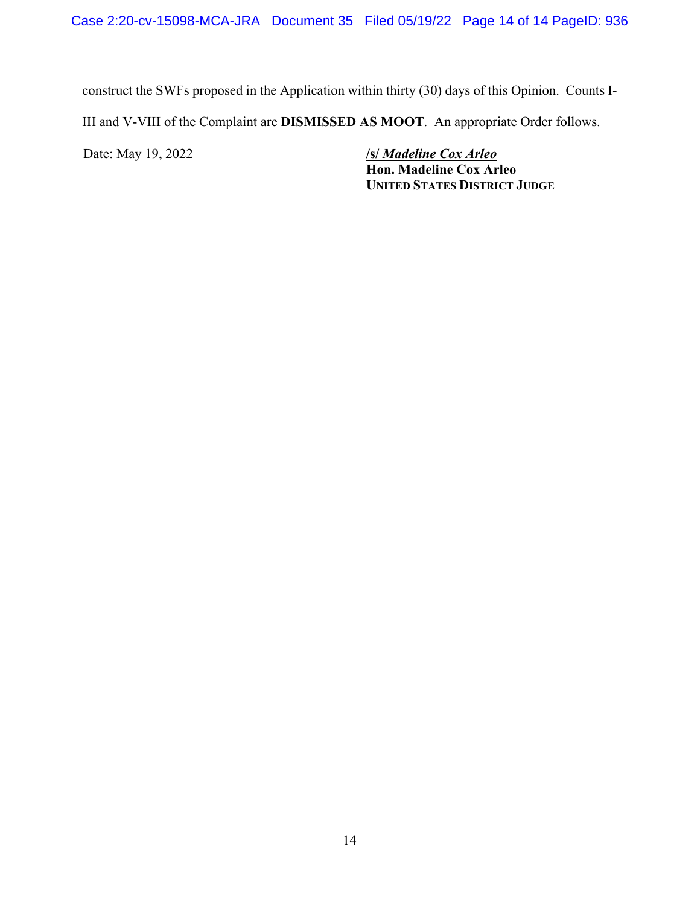construct the SWFs proposed in the Application within thirty (30) days of this Opinion. Counts I-III and V-VIII of the Complaint are **DISMISSED AS MOOT**. An appropriate Order follows.

Date: May 19, 2022

**/s/ *Madeline Cox Arleo***
**Hon. Madeline Cox Arleo**
**UNITED STATES DISTRICT JUDGE**